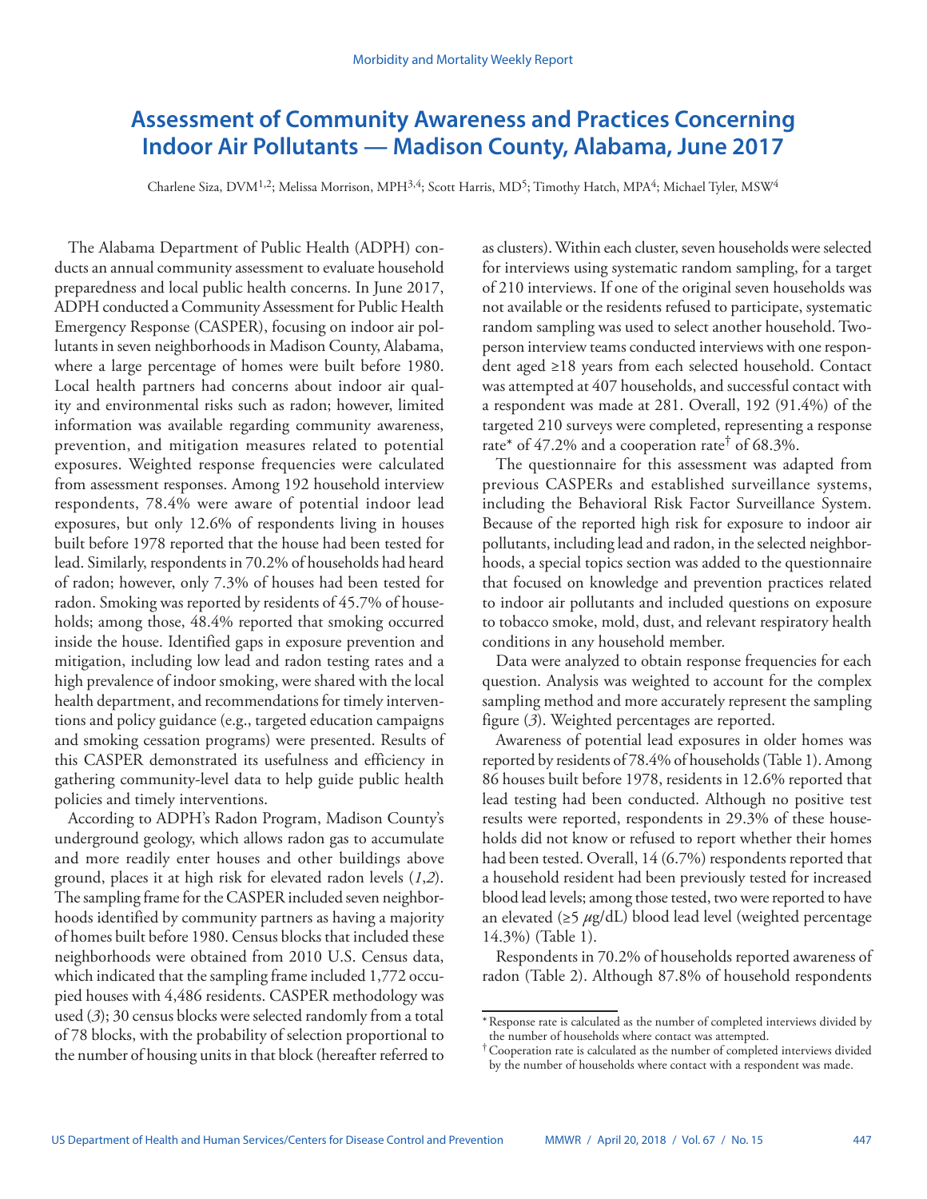# Assessment of Community Awareness and Practices Concerning Indoor Air Pollutants — Madison County, Alabama, June 2017

Charlene Siza, DVM[1,2]; Melissa Morrison, MPH[3,4]; Scott Harris, MD[5]; Timothy Hatch, MPA[4]; Michael Tyler, MSW[4]

The Alabama Department of Public Health (ADPH) conducts an annual community assessment to evaluate household preparedness and local public health concerns. In June 2017, ADPH conducted a Community Assessment for Public Health Emergency Response (CASPER), focusing on indoor air pollutants in seven neighborhoods in Madison County, Alabama, where a large percentage of homes were built before 1980. Local health partners had concerns about indoor air quality and environmental risks such as radon; however, limited information was available regarding community awareness, prevention, and mitigation measures related to potential exposures. Weighted response frequencies were calculated from assessment responses. Among 192 household interview respondents, 78.4% were aware of potential indoor lead exposures, but only 12.6% of respondents living in houses built before 1978 reported that the house had been tested for lead. Similarly, respondents in 70.2% of households had heard of radon; however, only 7.3% of houses had been tested for radon. Smoking was reported by residents of 45.7% of households; among those, 48.4% reported that smoking occurred inside the house. Identified gaps in exposure prevention and mitigation, including low lead and radon testing rates and a high prevalence of indoor smoking, were shared with the local health department, and recommendations for timely interventions and policy guidance (e.g., targeted education campaigns and smoking cessation programs) were presented. Results of this CASPER demonstrated its usefulness and efficiency in gathering community-level data to help guide public health policies and timely interventions.

According to ADPH's Radon Program, Madison County's underground geology, which allows radon gas to accumulate and more readily enter houses and other buildings above ground, places it at high risk for elevated radon levels (*1*,*2*). The sampling frame for the CASPER included seven neighborhoods identified by community partners as having a majority of homes built before 1980. Census blocks that included these neighborhoods were obtained from 2010 U.S. Census data, which indicated that the sampling frame included 1,772 occupied houses with 4,486 residents. CASPER methodology was used (*3*); 30 census blocks were selected randomly from a total of 78 blocks, with the probability of selection proportional to the number of housing units in that block (hereafter referred to as clusters). Within each cluster, seven households were selected for interviews using systematic random sampling, for a target of 210 interviews. If one of the original seven households was not available or the residents refused to participate, systematic random sampling was used to select another household. Two-person interview teams conducted interviews with one respondent aged ≥18 years from each selected household. Contact was attempted at 407 households, and successful contact with a respondent was made at 281. Overall, 192 (91.4%) of the targeted 210 surveys were completed, representing a response rate* of 47.2% and a cooperation rate† of 68.3%.

The questionnaire for this assessment was adapted from previous CASPERs and established surveillance systems, including the Behavioral Risk Factor Surveillance System. Because of the reported high risk for exposure to indoor air pollutants, including lead and radon, in the selected neighborhoods, a special topics section was added to the questionnaire that focused on knowledge and prevention practices related to indoor air pollutants and included questions on exposure to tobacco smoke, mold, dust, and relevant respiratory health conditions in any household member.

Data were analyzed to obtain response frequencies for each question. Analysis was weighted to account for the complex sampling method and more accurately represent the sampling figure (*3*). Weighted percentages are reported.

Awareness of potential lead exposures in older homes was reported by residents of 78.4% of households (Table 1). Among 86 houses built before 1978, residents in 12.6% reported that lead testing had been conducted. Although no positive test results were reported, respondents in 29.3% of these households did not know or refused to report whether their homes had been tested. Overall, 14 (6.7%) respondents reported that a household resident had been previously tested for increased blood lead levels; among those tested, two were reported to have an elevated (≥5 $\mu$g/dL) blood lead level (weighted percentage 14.3%) (Table 1).

Respondents in 70.2% of households reported awareness of radon (Table 2). Although 87.8% of household respondents

\* Response rate is calculated as the number of completed interviews divided by the number of households where contact was attempted.

† Cooperation rate is calculated as the number of completed interviews divided by the number of households where contact with a respondent was made.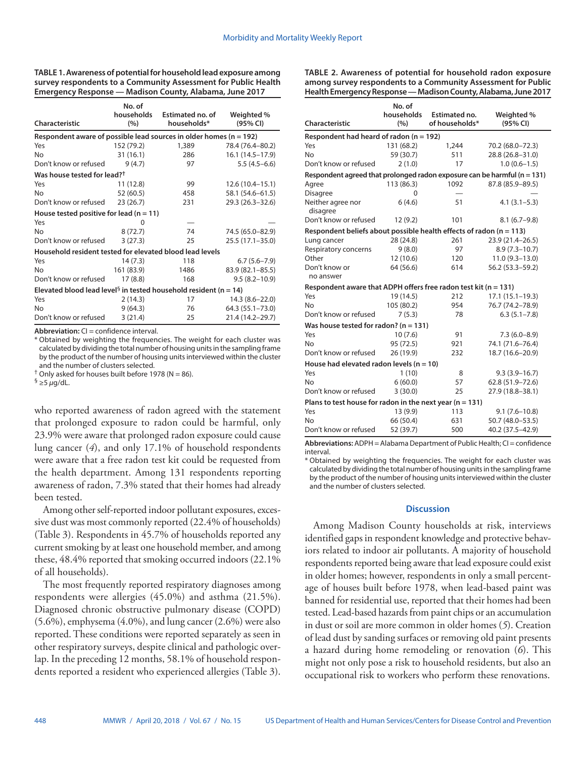**TABLE 1. Awareness of potential for household lead exposure among survey respondents to a Community Assessment for Public Health Emergency Response — Madison County, Alabama, June 2017**

| Characteristic | No. of households (%) | Estimated no. of households* | Weighted % (95% CI) |
|---|---|---|---|
| **Respondent aware of possible lead sources in older homes (n = 192)** | | | |
| Yes | 152 (79.2) | 1,389 | 78.4 (76.4–80.2) |
| No | 31 (16.1) | 286 | 16.1 (14.5–17.9) |
| Don't know or refused | 9 (4.7) | 97 | 5.5 (4.5–6.6) |
| **Was house tested for lead?†** | | | |
| Yes | 11 (12.8) | 99 | 12.6 (10.4–15.1) |
| No | 52 (60.5) | 458 | 58.1 (54.6–61.5) |
| Don't know or refused | 23 (26.7) | 231 | 29.3 (26.3–32.6) |
| **House tested positive for lead (n = 11)** | | | |
| Yes | 0 | — | — |
| No | 8 (72.7) | 74 | 74.5 (65.0–82.9) |
| Don't know or refused | 3 (27.3) | 25 | 25.5 (17.1–35.0) |
| **Household resident tested for elevated blood lead levels** | | | |
| Yes | 14 (7.3) | 118 | 6.7 (5.6–7.9) |
| No | 161 (83.9) | 1486 | 83.9 (82.1–85.5) |
| Don't know or refused | 17 (8.8) | 168 | 9.5 (8.2–10.9) |
| **Elevated blood lead level§ in tested household resident (n = 14)** | | | |
| Yes | 2 (14.3) | 17 | 14.3 (8.6–22.0) |
| No | 9 (64.3) | 76 | 64.3 (55.1–73.0) |
| Don't know or refused | 3 (21.4) | 25 | 21.4 (14.2–29.7) |

**Abbreviation:** CI = confidence interval.
* Obtained by weighting the frequencies. The weight for each cluster was calculated by dividing the total number of housing units in the sampling frame by the product of the number of housing units interviewed within the cluster and the number of clusters selected.
† Only asked for houses built before 1978 (N = 86).
§ ≥5 $\mu$g/dL.

who reported awareness of radon agreed with the statement that prolonged exposure to radon could be harmful, only 23.9% were aware that prolonged radon exposure could cause lung cancer (*4*), and only 17.1% of household respondents were aware that a free radon test kit could be requested from the health department. Among 131 respondents reporting awareness of radon, 7.3% stated that their homes had already been tested.

Among other self-reported indoor pollutant exposures, excessive dust was most commonly reported (22.4% of households) (Table 3). Respondents in 45.7% of households reported any current smoking by at least one household member, and among these, 48.4% reported that smoking occurred indoors (22.1% of all households).

The most frequently reported respiratory diagnoses among respondents were allergies (45.0%) and asthma (21.5%). Diagnosed chronic obstructive pulmonary disease (COPD) (5.6%), emphysema (4.0%), and lung cancer (2.6%) were also reported. These conditions were reported separately as seen in other respiratory surveys, despite clinical and pathologic overlap. In the preceding 12 months, 58.1% of household respondents reported a resident who experienced allergies (Table 3).

**TABLE 2. Awareness of potential for household radon exposure among survey respondents to a Community Assessment for Public Health Emergency Response — Madison County, Alabama, June 2017**

| Characteristic | No. of households (%) | Estimated no. of households* | Weighted % (95% CI) |
|---|---|---|---|
| **Respondent had heard of radon (n = 192)** | | | |
| Yes | 131 (68.2) | 1,244 | 70.2 (68.0–72.3) |
| No | 59 (30.7) | 511 | 28.8 (26.8–31.0) |
| Don't know or refused | 2 (1.0) | 17 | 1.0 (0.6–1.5) |
| **Respondent agreed that prolonged radon exposure can be harmful (n = 131)** | | | |
| Agree | 113 (86.3) | 1092 | 87.8 (85.9–89.5) |
| Disagree | 0 | — | — |
| Neither agree nor disagree | 6 (4.6) | 51 | 4.1 (3.1–5.3) |
| Don't know or refused | 12 (9.2) | 101 | 8.1 (6.7–9.8) |
| **Respondent beliefs about possible health effects of radon (n = 113)** | | | |
| Lung cancer | 28 (24.8) | 261 | 23.9 (21.4–26.5) |
| Respiratory concerns | 9 (8.0) | 97 | 8.9 (7.3–10.7) |
| Other | 12 (10.6) | 120 | 11.0 (9.3–13.0) |
| Don't know or no answer | 64 (56.6) | 614 | 56.2 (53.3–59.2) |
| **Respondent aware that ADPH offers free radon test kit (n = 131)** | | | |
| Yes | 19 (14.5) | 212 | 17.1 (15.1–19.3) |
| No | 105 (80.2) | 954 | 76.7 (74.2–78.9) |
| Don't know or refused | 7 (5.3) | 78 | 6.3 (5.1–7.8) |
| **Was house tested for radon? (n = 131)** | | | |
| Yes | 10 (7.6) | 91 | 7.3 (6.0–8.9) |
| No | 95 (72.5) | 921 | 74.1 (71.6–76.4) |
| Don't know or refused | 26 (19.9) | 232 | 18.7 (16.6–20.9) |
| **House had elevated radon levels (n = 10)** | | | |
| Yes | 1 (10) | 8 | 9.3 (3.9–16.7) |
| No | 6 (60.0) | 57 | 62.8 (51.9–72.6) |
| Don't know or refused | 3 (30.0) | 25 | 27.9 (18.8–38.1) |
| **Plans to test house for radon in the next year (n = 131)** | | | |
| Yes | 13 (9.9) | 113 | 9.1 (7.6–10.8) |
| No | 66 (50.4) | 631 | 50.7 (48.0–53.5) |
| Don't know or refused | 52 (39.7) | 500 | 40.2 (37.5–42.9) |

**Abbreviations:** ADPH = Alabama Department of Public Health; CI = confidence interval.
* Obtained by weighting the frequencies. The weight for each cluster was calculated by dividing the total number of housing units in the sampling frame by the product of the number of housing units interviewed within the cluster and the number of clusters selected.

## Discussion

Among Madison County households at risk, interviews identified gaps in respondent knowledge and protective behaviors related to indoor air pollutants. A majority of household respondents reported being aware that lead exposure could exist in older homes; however, respondents in only a small percentage of houses built before 1978, when lead-based paint was banned for residential use, reported that their homes had been tested. Lead-based hazards from paint chips or an accumulation in dust or soil are more common in older homes (*5*). Creation of lead dust by sanding surfaces or removing old paint presents a hazard during home remodeling or renovation (*6*). This might not only pose a risk to household residents, but also an occupational risk to workers who perform these renovations.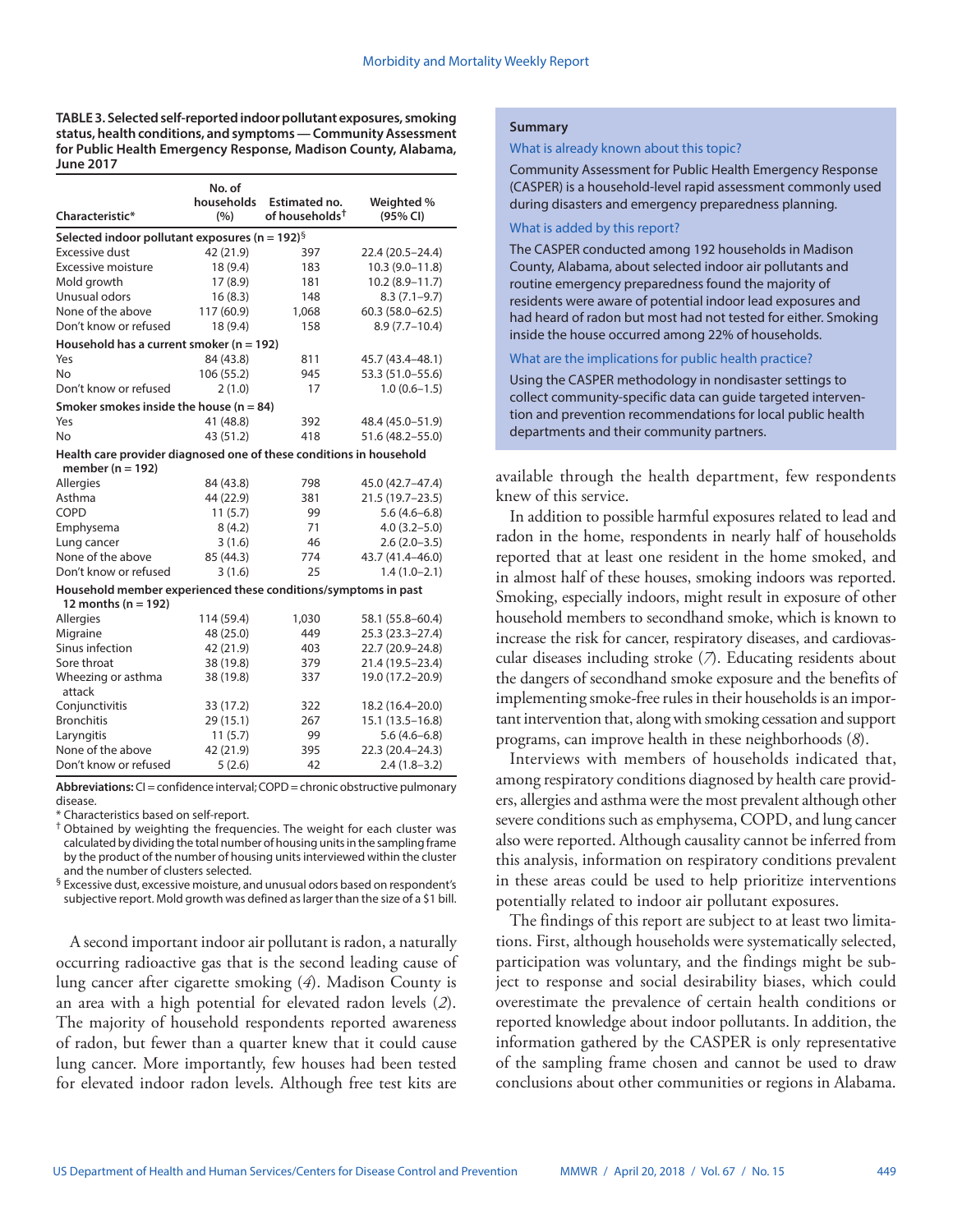**TABLE 3. Selected self-reported indoor pollutant exposures, smoking status, health conditions, and symptoms — Community Assessment for Public Health Emergency Response, Madison County, Alabama, June 2017**

| Characteristic* | No. of households (%) | Estimated no. of households[†] | Weighted % (95% CI) |
|---|---|---|---|
| **Selected indoor pollutant exposures (n = 192)[§]** | | | |
| Excessive dust | 42 (21.9) | 397 | 22.4 (20.5–24.4) |
| Excessive moisture | 18 (9.4) | 183 | 10.3 (9.0–11.8) |
| Mold growth | 17 (8.9) | 181 | 10.2 (8.9–11.7) |
| Unusual odors | 16 (8.3) | 148 | 8.3 (7.1–9.7) |
| None of the above | 117 (60.9) | 1,068 | 60.3 (58.0–62.5) |
| Don't know or refused | 18 (9.4) | 158 | 8.9 (7.7–10.4) |
| **Household has a current smoker (n = 192)** | | | |
| Yes | 84 (43.8) | 811 | 45.7 (43.4–48.1) |
| No | 106 (55.2) | 945 | 53.3 (51.0–55.6) |
| Don't know or refused | 2 (1.0) | 17 | 1.0 (0.6–1.5) |
| **Smoker smokes inside the house (n = 84)** | | | |
| Yes | 41 (48.8) | 392 | 48.4 (45.0–51.9) |
| No | 43 (51.2) | 418 | 51.6 (48.2–55.0) |
| **Health care provider diagnosed one of these conditions in household member (n = 192)** | | | |
| Allergies | 84 (43.8) | 798 | 45.0 (42.7–47.4) |
| Asthma | 44 (22.9) | 381 | 21.5 (19.7–23.5) |
| COPD | 11 (5.7) | 99 | 5.6 (4.6–6.8) |
| Emphysema | 8 (4.2) | 71 | 4.0 (3.2–5.0) |
| Lung cancer | 3 (1.6) | 46 | 2.6 (2.0–3.5) |
| None of the above | 85 (44.3) | 774 | 43.7 (41.4–46.0) |
| Don't know or refused | 3 (1.6) | 25 | 1.4 (1.0–2.1) |
| **Household member experienced these conditions/symptoms in past 12 months (n = 192)** | | | |
| Allergies | 114 (59.4) | 1,030 | 58.1 (55.8–60.4) |
| Migraine | 48 (25.0) | 449 | 25.3 (23.3–27.4) |
| Sinus infection | 42 (21.9) | 403 | 22.7 (20.9–24.8) |
| Sore throat | 38 (19.8) | 379 | 21.4 (19.5–23.4) |
| Wheezing or asthma attack | 38 (19.8) | 337 | 19.0 (17.2–20.9) |
| Conjunctivitis | 33 (17.2) | 322 | 18.2 (16.4–20.0) |
| Bronchitis | 29 (15.1) | 267 | 15.1 (13.5–16.8) |
| Laryngitis | 11 (5.7) | 99 | 5.6 (4.6–6.8) |
| None of the above | 42 (21.9) | 395 | 22.3 (20.4–24.3) |
| Don't know or refused | 5 (2.6) | 42 | 2.4 (1.8–3.2) |

**Abbreviations:** CI = confidence interval; COPD = chronic obstructive pulmonary disease.

* Characteristics based on self-report.

† Obtained by weighting the frequencies. The weight for each cluster was calculated by dividing the total number of housing units in the sampling frame by the product of the number of housing units interviewed within the cluster and the number of clusters selected.

§ Excessive dust, excessive moisture, and unusual odors based on respondent's subjective report. Mold growth was defined as larger than the size of a $1 bill.

A second important indoor air pollutant is radon, a naturally occurring radioactive gas that is the second leading cause of lung cancer after cigarette smoking (*4*). Madison County is an area with a high potential for elevated radon levels (*2*). The majority of household respondents reported awareness of radon, but fewer than a quarter knew that it could cause lung cancer. More importantly, few houses had been tested for elevated indoor radon levels. Although free test kits are available through the health department, few respondents knew of this service.

In addition to possible harmful exposures related to lead and radon in the home, respondents in nearly half of households reported that at least one resident in the home smoked, and in almost half of these houses, smoking indoors was reported. Smoking, especially indoors, might result in exposure of other household members to secondhand smoke, which is known to increase the risk for cancer, respiratory diseases, and cardiovascular diseases including stroke (*7*). Educating residents about the dangers of secondhand smoke exposure and the benefits of implementing smoke-free rules in their households is an important intervention that, along with smoking cessation and support programs, can improve health in these neighborhoods (*8*).

Interviews with members of households indicated that, among respiratory conditions diagnosed by health care providers, allergies and asthma were the most prevalent although other severe conditions such as emphysema, COPD, and lung cancer also were reported. Although causality cannot be inferred from this analysis, information on respiratory conditions prevalent in these areas could be used to help prioritize interventions potentially related to indoor air pollutant exposures.

The findings of this report are subject to at least two limitations. First, although households were systematically selected, participation was voluntary, and the findings might be subject to response and social desirability biases, which could overestimate the prevalence of certain health conditions or reported knowledge about indoor pollutants. In addition, the information gathered by the CASPER is only representative of the sampling frame chosen and cannot be used to draw conclusions about other communities or regions in Alabama.

---

**Summary**

**What is already known about this topic?**

Community Assessment for Public Health Emergency Response (CASPER) is a household-level rapid assessment commonly used during disasters and emergency preparedness planning.

**What is added by this report?**

The CASPER conducted among 192 households in Madison County, Alabama, about selected indoor air pollutants and routine emergency preparedness found the majority of residents were aware of potential indoor lead exposures and had heard of radon but most had not tested for either. Smoking inside the house occurred among 22% of households.

**What are the implications for public health practice?**

Using the CASPER methodology in nondisaster settings to collect community-specific data can guide targeted intervention and prevention recommendations for local public health departments and their community partners.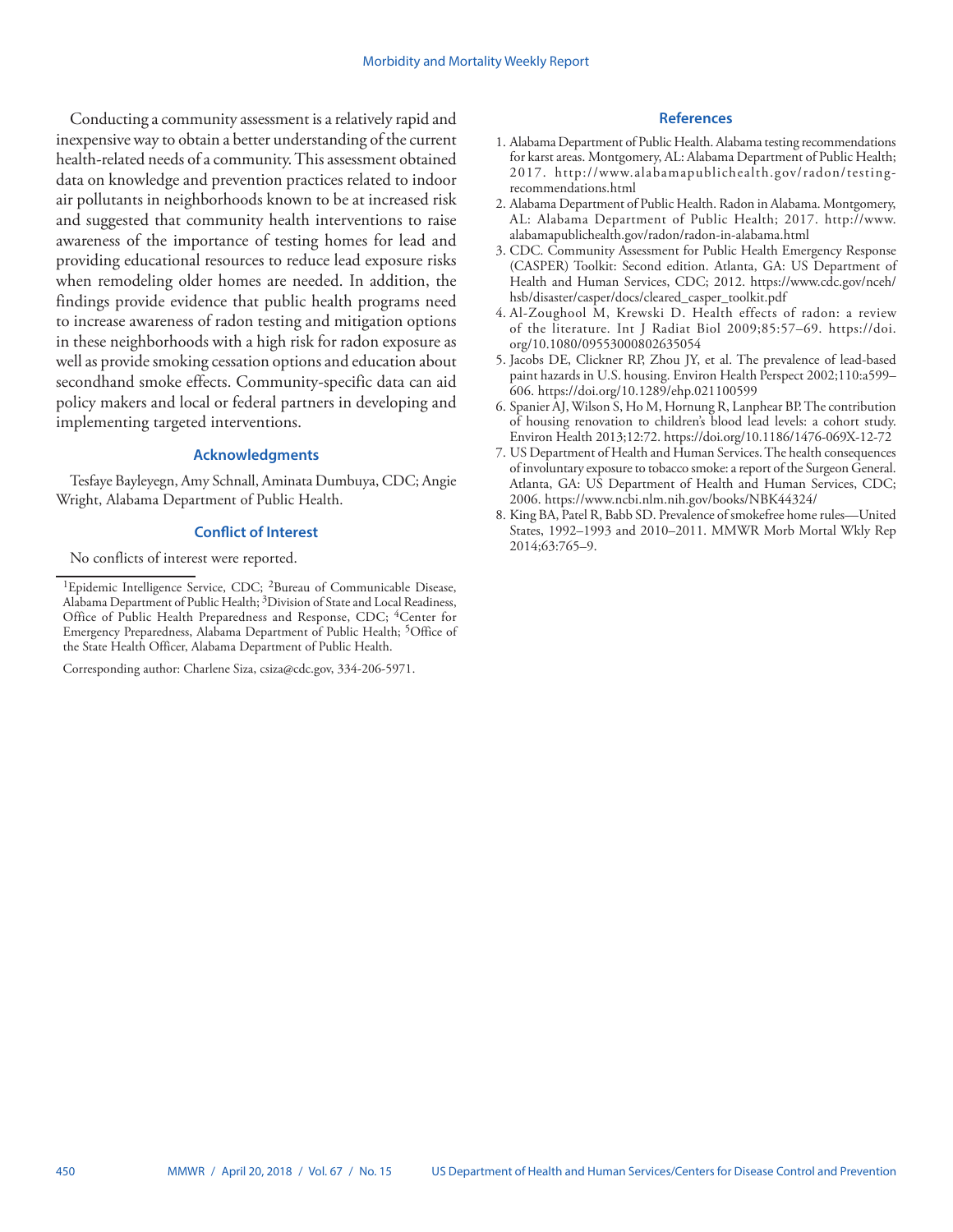Conducting a community assessment is a relatively rapid and inexpensive way to obtain a better understanding of the current health-related needs of a community. This assessment obtained data on knowledge and prevention practices related to indoor air pollutants in neighborhoods known to be at increased risk and suggested that community health interventions to raise awareness of the importance of testing homes for lead and providing educational resources to reduce lead exposure risks when remodeling older homes are needed. In addition, the findings provide evidence that public health programs need to increase awareness of radon testing and mitigation options in these neighborhoods with a high risk for radon exposure as well as provide smoking cessation options and education about secondhand smoke effects. Community-specific data can aid policy makers and local or federal partners in developing and implementing targeted interventions.

## Acknowledgments

Tesfaye Bayleyegn, Amy Schnall, Aminata Dumbuya, CDC; Angie Wright, Alabama Department of Public Health.

## Conflict of Interest

No conflicts of interest were reported.

---

[1]Epidemic Intelligence Service, CDC; [2]Bureau of Communicable Disease, Alabama Department of Public Health; [3]Division of State and Local Readiness, Office of Public Health Preparedness and Response, CDC; [4]Center for Emergency Preparedness, Alabama Department of Public Health; [5]Office of the State Health Officer, Alabama Department of Public Health.

Corresponding author: Charlene Siza, csiza@cdc.gov, 334-206-5971.

## References

1. Alabama Department of Public Health. Alabama testing recommendations for karst areas. Montgomery, AL: Alabama Department of Public Health; 2017. http://www.alabamapublichealth.gov/radon/testing-recommendations.html
2. Alabama Department of Public Health. Radon in Alabama. Montgomery, AL: Alabama Department of Public Health; 2017. http://www.alabamapublichealth.gov/radon/radon-in-alabama.html
3. CDC. Community Assessment for Public Health Emergency Response (CASPER) Toolkit: Second edition. Atlanta, GA: US Department of Health and Human Services, CDC; 2012. https://www.cdc.gov/nceh/hsb/disaster/casper/docs/cleared_casper_toolkit.pdf
4. Al-Zoughool M, Krewski D. Health effects of radon: a review of the literature. Int J Radiat Biol 2009;85:57–69. https://doi.org/10.1080/09553000802635054
5. Jacobs DE, Clickner RP, Zhou JY, et al. The prevalence of lead-based paint hazards in U.S. housing. Environ Health Perspect 2002;110:a599–606. https://doi.org/10.1289/ehp.021100599
6. Spanier AJ, Wilson S, Ho M, Hornung R, Lanphear BP. The contribution of housing renovation to children's blood lead levels: a cohort study. Environ Health 2013;12:72. https://doi.org/10.1186/1476-069X-12-72
7. US Department of Health and Human Services. The health consequences of involuntary exposure to tobacco smoke: a report of the Surgeon General. Atlanta, GA: US Department of Health and Human Services, CDC; 2006. https://www.ncbi.nlm.nih.gov/books/NBK44324/
8. King BA, Patel R, Babb SD. Prevalence of smokefree home rules—United States, 1992–1993 and 2010–2011. MMWR Morb Mortal Wkly Rep 2014;63:765–9.